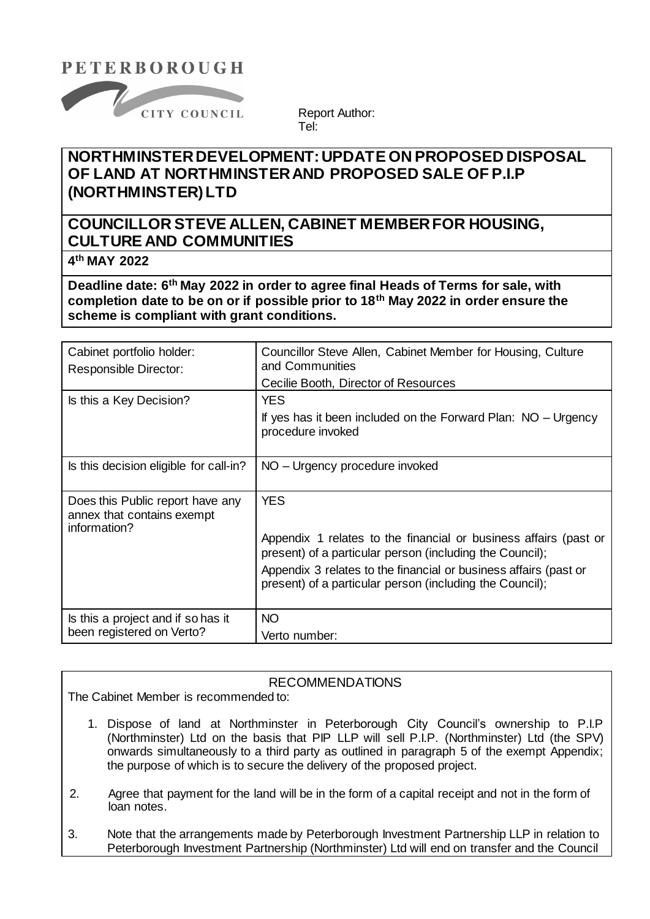PETERBOROUGH CITY COUNCIL

Report Author:
Tel:

# NORTHMINSTER DEVELOPMENT: UPDATE ON PROPOSED DISPOSAL OF LAND AT NORTHMINSTER AND PROPOSED SALE OF P.I.P (NORTHMINSTER) LTD

## COUNCILLOR STEVE ALLEN, CABINET MEMBER FOR HOUSING, CULTURE AND COMMUNITIES

**4th MAY 2022**

**Deadline date: 6th May 2022 in order to agree final Heads of Terms for sale, with completion date to be on or if possible prior to 18th May 2022 in order ensure the scheme is compliant with grant conditions.**

| | |
|---|---|
| Cabinet portfolio holder:<br>Responsible Director: | Councillor Steve Allen, Cabinet Member for Housing, Culture and Communities<br>Cecilie Booth, Director of Resources |
| Is this a Key Decision? | YES<br>If yes has it been included on the Forward Plan: NO – Urgency procedure invoked |
| Is this decision eligible for call-in? | NO – Urgency procedure invoked |
| Does this Public report have any annex that contains exempt information? | YES<br><br>Appendix 1 relates to the financial or business affairs (past or present) of a particular person (including the Council);<br>Appendix 3 relates to the financial or business affairs (past or present) of a particular person (including the Council); |
| Is this a project and if so has it been registered on Verto? | NO<br>Verto number: |

### RECOMMENDATIONS

The Cabinet Member is recommended to:

1. Dispose of land at Northminster in Peterborough City Council's ownership to P.I.P (Northminster) Ltd on the basis that PIP LLP will sell P.I.P. (Northminster) Ltd (the SPV) onwards simultaneously to a third party as outlined in paragraph 5 of the exempt Appendix; the purpose of which is to secure the delivery of the proposed project.

2. Agree that payment for the land will be in the form of a capital receipt and not in the form of loan notes.

3. Note that the arrangements made by Peterborough Investment Partnership LLP in relation to Peterborough Investment Partnership (Northminster) Ltd will end on transfer and the Council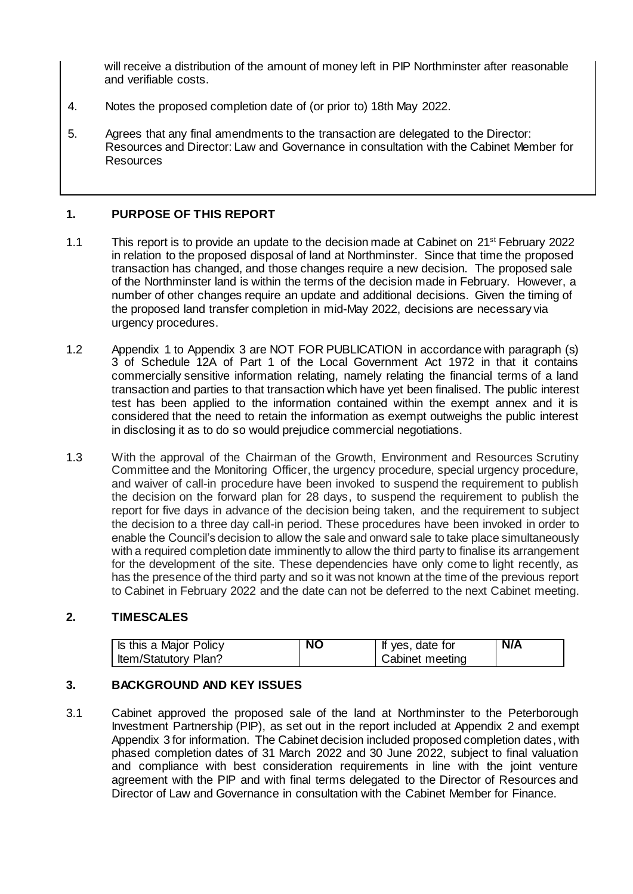will receive a distribution of the amount of money left in PIP Northminster after reasonable and verifiable costs.

4. Notes the proposed completion date of (or prior to) 18th May 2022.

5. Agrees that any final amendments to the transaction are delegated to the Director: Resources and Director: Law and Governance in consultation with the Cabinet Member for Resources

## 1. PURPOSE OF THIS REPORT

1.1 This report is to provide an update to the decision made at Cabinet on 21st February 2022 in relation to the proposed disposal of land at Northminster. Since that time the proposed transaction has changed, and those changes require a new decision. The proposed sale of the Northminster land is within the terms of the decision made in February. However, a number of other changes require an update and additional decisions. Given the timing of the proposed land transfer completion in mid-May 2022, decisions are necessary via urgency procedures.

1.2 Appendix 1 to Appendix 3 are NOT FOR PUBLICATION in accordance with paragraph (s) 3 of Schedule 12A of Part 1 of the Local Government Act 1972 in that it contains commercially sensitive information relating, namely relating the financial terms of a land transaction and parties to that transaction which have yet been finalised. The public interest test has been applied to the information contained within the exempt annex and it is considered that the need to retain the information as exempt outweighs the public interest in disclosing it as to do so would prejudice commercial negotiations.

1.3 With the approval of the Chairman of the Growth, Environment and Resources Scrutiny Committee and the Monitoring Officer, the urgency procedure, special urgency procedure, and waiver of call-in procedure have been invoked to suspend the requirement to publish the decision on the forward plan for 28 days, to suspend the requirement to publish the report for five days in advance of the decision being taken, and the requirement to subject the decision to a three day call-in period. These procedures have been invoked in order to enable the Council's decision to allow the sale and onward sale to take place simultaneously with a required completion date imminently to allow the third party to finalise its arrangement for the development of the site. These dependencies have only come to light recently, as has the presence of the third party and so it was not known at the time of the previous report to Cabinet in February 2022 and the date can not be deferred to the next Cabinet meeting.

## 2. TIMESCALES

| Is this a Major Policy Item/Statutory Plan? | NO | If yes, date for Cabinet meeting | N/A |
|---|---|---|---|

## 3. BACKGROUND AND KEY ISSUES

3.1 Cabinet approved the proposed sale of the land at Northminster to the Peterborough Investment Partnership (PIP), as set out in the report included at Appendix 2 and exempt Appendix 3 for information. The Cabinet decision included proposed completion dates, with phased completion dates of 31 March 2022 and 30 June 2022, subject to final valuation and compliance with best consideration requirements in line with the joint venture agreement with the PIP and with final terms delegated to the Director of Resources and Director of Law and Governance in consultation with the Cabinet Member for Finance.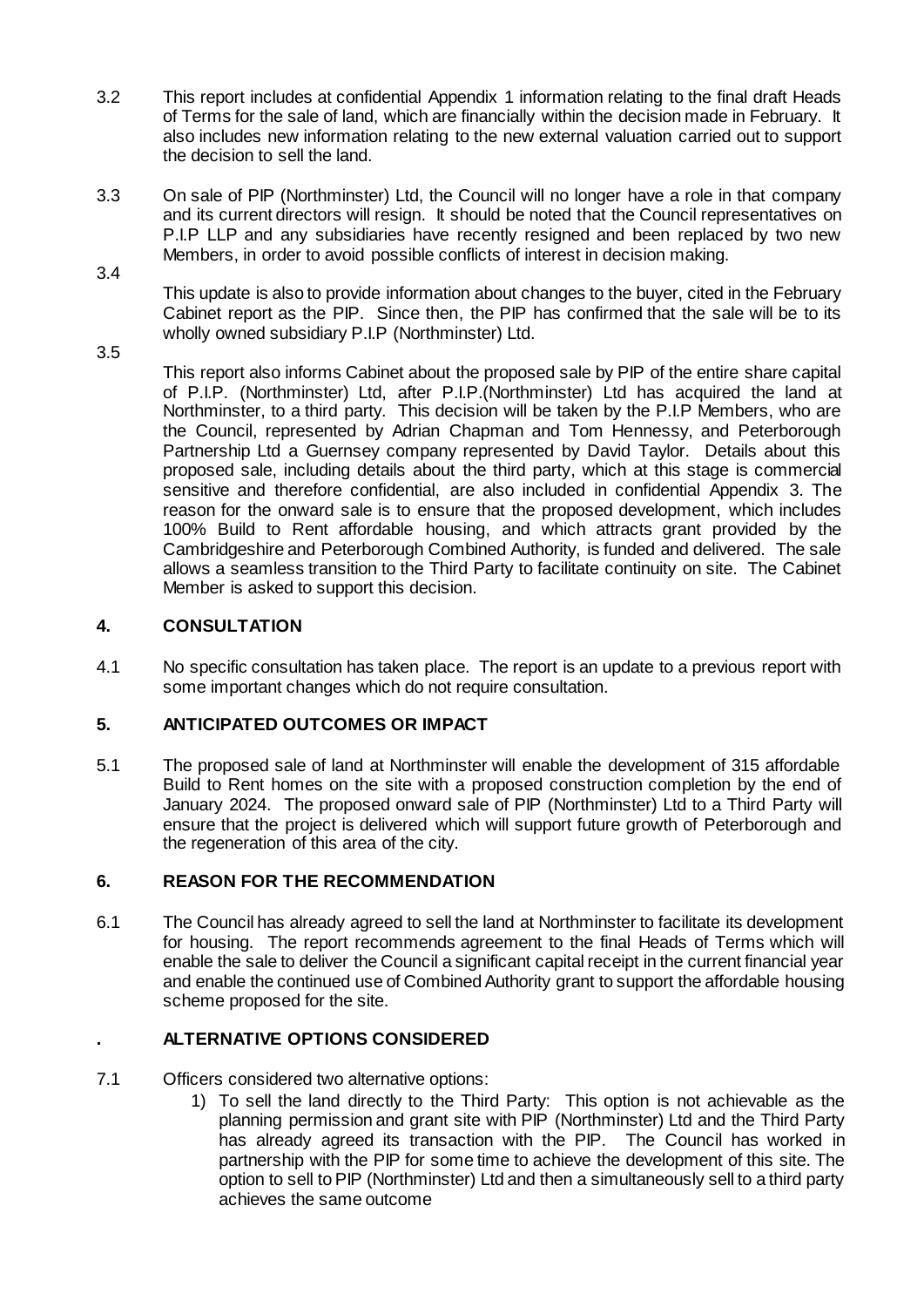3.2 This report includes at confidential Appendix 1 information relating to the final draft Heads of Terms for the sale of land, which are financially within the decision made in February. It also includes new information relating to the new external valuation carried out to support the decision to sell the land.

3.3 On sale of PIP (Northminster) Ltd, the Council will no longer have a role in that company and its current directors will resign. It should be noted that the Council representatives on P.I.P LLP and any subsidiaries have recently resigned and been replaced by two new Members, in order to avoid possible conflicts of interest in decision making.

3.4 This update is also to provide information about changes to the buyer, cited in the February Cabinet report as the PIP. Since then, the PIP has confirmed that the sale will be to its wholly owned subsidiary P.I.P (Northminster) Ltd.

3.5 This report also informs Cabinet about the proposed sale by PIP of the entire share capital of P.I.P. (Northminster) Ltd, after P.I.P.(Northminster) Ltd has acquired the land at Northminster, to a third party. This decision will be taken by the P.I.P Members, who are the Council, represented by Adrian Chapman and Tom Hennessy, and Peterborough Partnership Ltd a Guernsey company represented by David Taylor. Details about this proposed sale, including details about the third party, which at this stage is commercial sensitive and therefore confidential, are also included in confidential Appendix 3. The reason for the onward sale is to ensure that the proposed development, which includes 100% Build to Rent affordable housing, and which attracts grant provided by the Cambridgeshire and Peterborough Combined Authority, is funded and delivered. The sale allows a seamless transition to the Third Party to facilitate continuity on site. The Cabinet Member is asked to support this decision.

## 4. CONSULTATION

4.1 No specific consultation has taken place. The report is an update to a previous report with some important changes which do not require consultation.

## 5. ANTICIPATED OUTCOMES OR IMPACT

5.1 The proposed sale of land at Northminster will enable the development of 315 affordable Build to Rent homes on the site with a proposed construction completion by the end of January 2024. The proposed onward sale of PIP (Northminster) Ltd to a Third Party will ensure that the project is delivered which will support future growth of Peterborough and the regeneration of this area of the city.

## 6. REASON FOR THE RECOMMENDATION

6.1 The Council has already agreed to sell the land at Northminster to facilitate its development for housing. The report recommends agreement to the final Heads of Terms which will enable the sale to deliver the Council a significant capital receipt in the current financial year and enable the continued use of Combined Authority grant to support the affordable housing scheme proposed for the site.

## . ALTERNATIVE OPTIONS CONSIDERED

7.1 Officers considered two alternative options:

1) To sell the land directly to the Third Party: This option is not achievable as the planning permission and grant site with PIP (Northminster) Ltd and the Third Party has already agreed its transaction with the PIP. The Council has worked in partnership with the PIP for some time to achieve the development of this site. The option to sell to PIP (Northminster) Ltd and then a simultaneously sell to a third party achieves the same outcome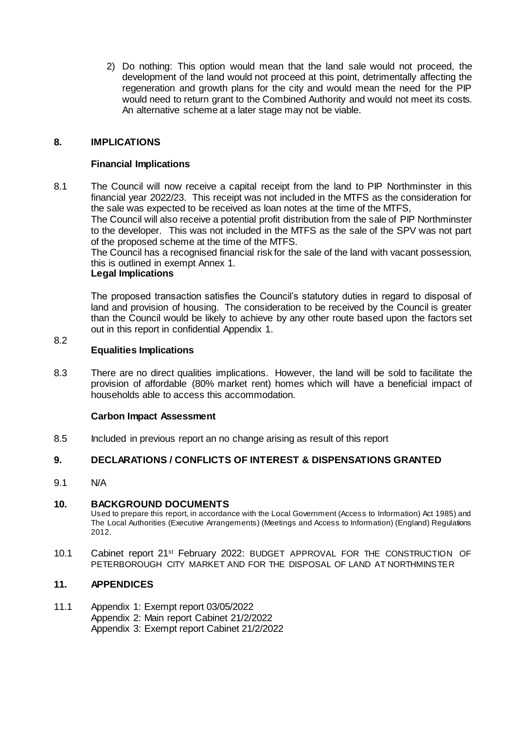2) Do nothing: This option would mean that the land sale would not proceed, the development of the land would not proceed at this point, detrimentally affecting the regeneration and growth plans for the city and would mean the need for the PIP would need to return grant to the Combined Authority and would not meet its costs. An alternative scheme at a later stage may not be viable.

## 8. IMPLICATIONS

### Financial Implications

8.1 The Council will now receive a capital receipt from the land to PIP Northminster in this financial year 2022/23. This receipt was not included in the MTFS as the consideration for the sale was expected to be received as loan notes at the time of the MTFS,
The Council will also receive a potential profit distribution from the sale of PIP Northminster to the developer. This was not included in the MTFS as the sale of the SPV was not part of the proposed scheme at the time of the MTFS.
The Council has a recognised financial risk for the sale of the land with vacant possession, this is outlined in exempt Annex 1.

### Legal Implications

8.2 The proposed transaction satisfies the Council's statutory duties in regard to disposal of land and provision of housing. The consideration to be received by the Council is greater than the Council would be likely to achieve by any other route based upon the factors set out in this report in confidential Appendix 1.

### Equalities Implications

8.3 There are no direct qualities implications. However, the land will be sold to facilitate the provision of affordable (80% market rent) homes which will have a beneficial impact of households able to access this accommodation.

### Carbon Impact Assessment

8.5 Included in previous report an no change arising as result of this report

## 9. DECLARATIONS / CONFLICTS OF INTEREST & DISPENSATIONS GRANTED

9.1 N/A

## 10. BACKGROUND DOCUMENTS

Used to prepare this report, in accordance with the Local Government (Access to Information) Act 1985) and The Local Authorities (Executive Arrangements) (Meetings and Access to Information) (England) Regulations 2012.

10.1 Cabinet report 21st February 2022: BUDGET APPROVAL FOR THE CONSTRUCTION OF PETERBOROUGH CITY MARKET AND FOR THE DISPOSAL OF LAND AT NORTHMINSTER

## 11. APPENDICES

11.1 Appendix 1: Exempt report 03/05/2022
Appendix 2: Main report Cabinet 21/2/2022
Appendix 3: Exempt report Cabinet 21/2/2022